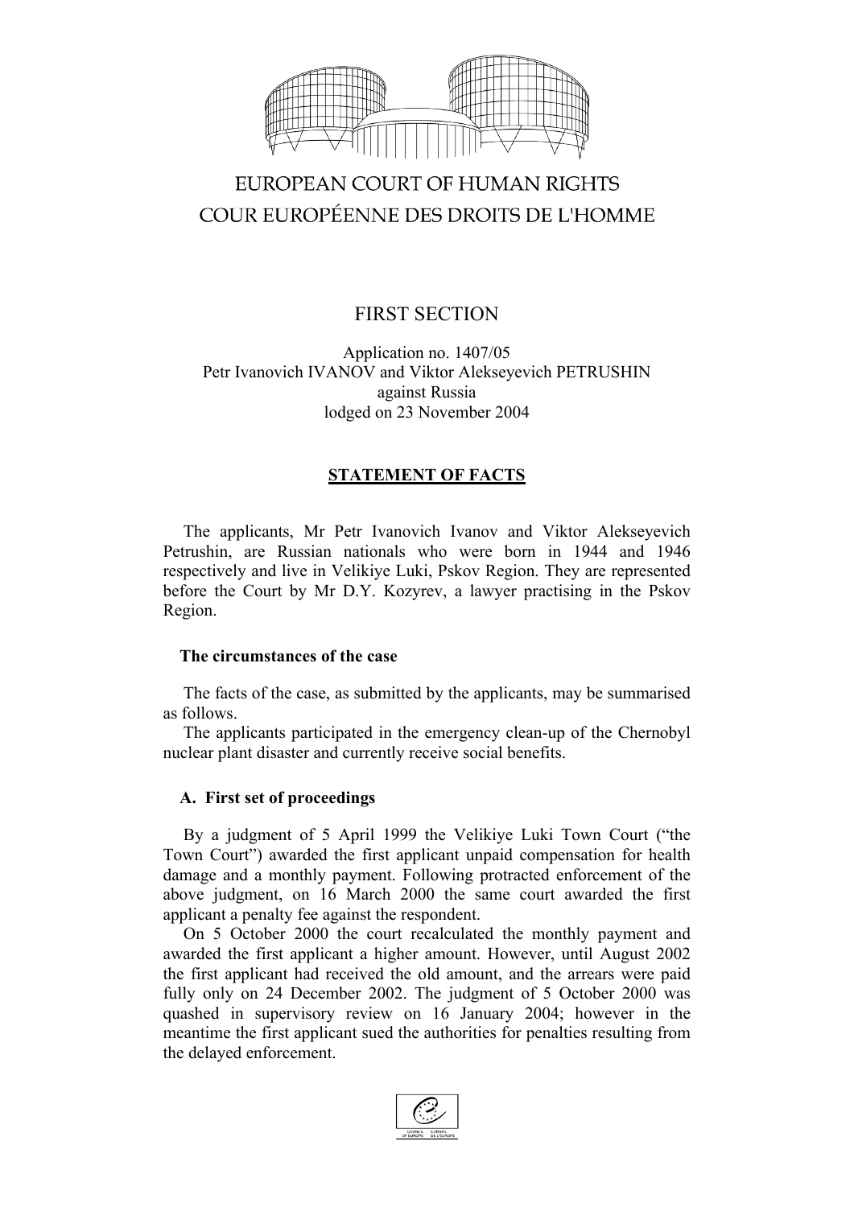EUROPEAN COURT OF HUMAN RIGHTS
COUR EUROPÉENNE DES DROITS DE L'HOMME

FIRST SECTION

Application no. 1407/05
Petr Ivanovich IVANOV and Viktor Alekseyevich PETRUSHIN
against Russia
lodged on 23 November 2004

**STATEMENT OF FACTS**

The applicants, Mr Petr Ivanovich Ivanov and Viktor Alekseyevich Petrushin, are Russian nationals who were born in 1944 and 1946 respectively and live in Velikiye Luki, Pskov Region. They are represented before the Court by Mr D.Y. Kozyrev, a lawyer practising in the Pskov Region.

**The circumstances of the case**

The facts of the case, as submitted by the applicants, may be summarised as follows.

The applicants participated in the emergency clean-up of the Chernobyl nuclear plant disaster and currently receive social benefits.

**A. First set of proceedings**

By a judgment of 5 April 1999 the Velikiye Luki Town Court ("the Town Court") awarded the first applicant unpaid compensation for health damage and a monthly payment. Following protracted enforcement of the above judgment, on 16 March 2000 the same court awarded the first applicant a penalty fee against the respondent.

On 5 October 2000 the court recalculated the monthly payment and awarded the first applicant a higher amount. However, until August 2002 the first applicant had received the old amount, and the arrears were paid fully only on 24 December 2002. The judgment of 5 October 2000 was quashed in supervisory review on 16 January 2004; however in the meantime the first applicant sued the authorities for penalties resulting from the delayed enforcement.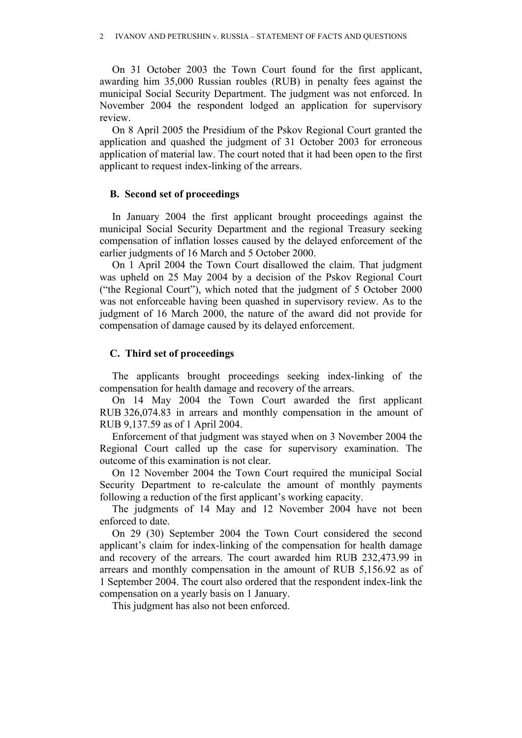On 31 October 2003 the Town Court found for the first applicant, awarding him 35,000 Russian roubles (RUB) in penalty fees against the municipal Social Security Department. The judgment was not enforced. In November 2004 the respondent lodged an application for supervisory review.

On 8 April 2005 the Presidium of the Pskov Regional Court granted the application and quashed the judgment of 31 October 2003 for erroneous application of material law. The court noted that it had been open to the first applicant to request index-linking of the arrears.

## B. Second set of proceedings

In January 2004 the first applicant brought proceedings against the municipal Social Security Department and the regional Treasury seeking compensation of inflation losses caused by the delayed enforcement of the earlier judgments of 16 March and 5 October 2000.

On 1 April 2004 the Town Court disallowed the claim. That judgment was upheld on 25 May 2004 by a decision of the Pskov Regional Court ("the Regional Court"), which noted that the judgment of 5 October 2000 was not enforceable having been quashed in supervisory review. As to the judgment of 16 March 2000, the nature of the award did not provide for compensation of damage caused by its delayed enforcement.

## C. Third set of proceedings

The applicants brought proceedings seeking index-linking of the compensation for health damage and recovery of the arrears.

On 14 May 2004 the Town Court awarded the first applicant RUB 326,074.83 in arrears and monthly compensation in the amount of RUB 9,137.59 as of 1 April 2004.

Enforcement of that judgment was stayed when on 3 November 2004 the Regional Court called up the case for supervisory examination. The outcome of this examination is not clear.

On 12 November 2004 the Town Court required the municipal Social Security Department to re-calculate the amount of monthly payments following a reduction of the first applicant's working capacity.

The judgments of 14 May and 12 November 2004 have not been enforced to date.

On 29 (30) September 2004 the Town Court considered the second applicant's claim for index-linking of the compensation for health damage and recovery of the arrears. The court awarded him RUB 232,473.99 in arrears and monthly compensation in the amount of RUB 5,156.92 as of 1 September 2004. The court also ordered that the respondent index-link the compensation on a yearly basis on 1 January.

This judgment has also not been enforced.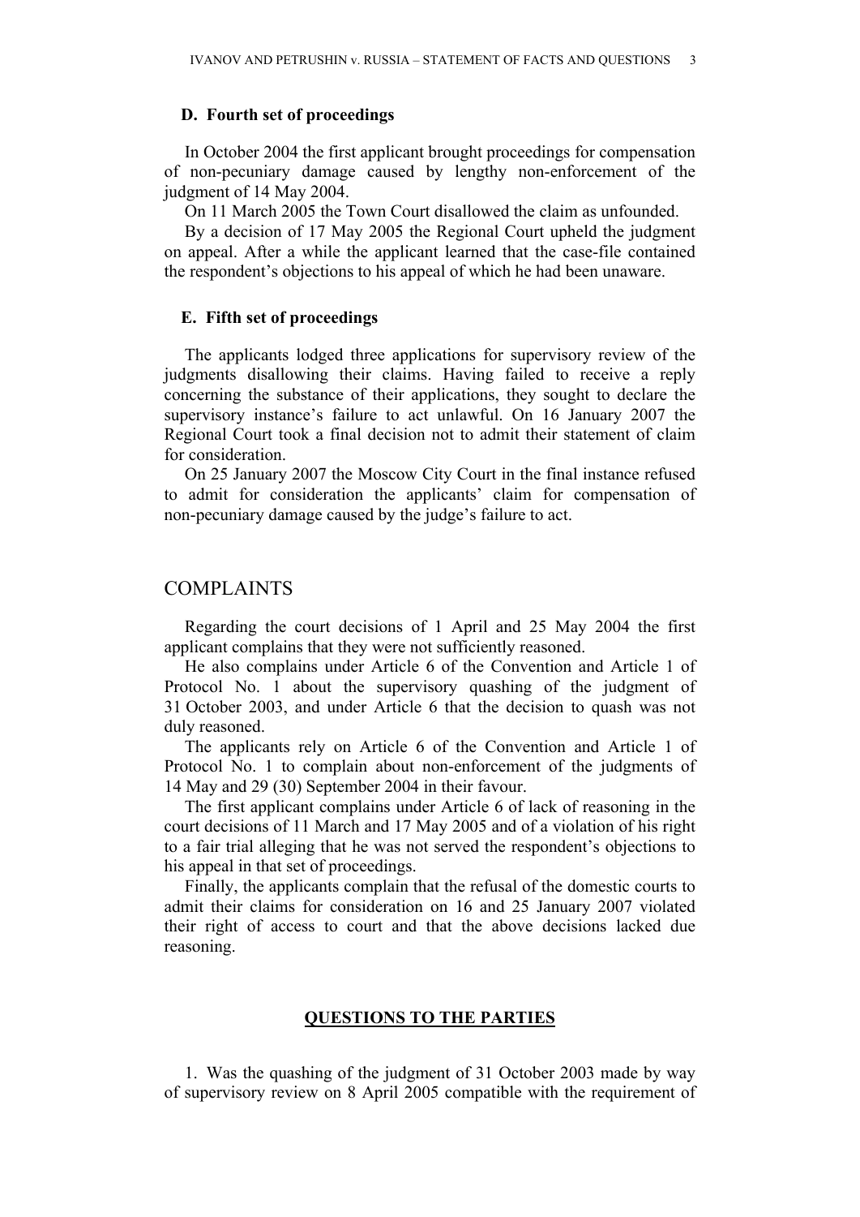### D. Fourth set of proceedings

In October 2004 the first applicant brought proceedings for compensation of non-pecuniary damage caused by lengthy non-enforcement of the judgment of 14 May 2004.

On 11 March 2005 the Town Court disallowed the claim as unfounded.

By a decision of 17 May 2005 the Regional Court upheld the judgment on appeal. After a while the applicant learned that the case-file contained the respondent's objections to his appeal of which he had been unaware.

### E. Fifth set of proceedings

The applicants lodged three applications for supervisory review of the judgments disallowing their claims. Having failed to receive a reply concerning the substance of their applications, they sought to declare the supervisory instance's failure to act unlawful. On 16 January 2007 the Regional Court took a final decision not to admit their statement of claim for consideration.

On 25 January 2007 the Moscow City Court in the final instance refused to admit for consideration the applicants' claim for compensation of non-pecuniary damage caused by the judge's failure to act.

## COMPLAINTS

Regarding the court decisions of 1 April and 25 May 2004 the first applicant complains that they were not sufficiently reasoned.

He also complains under Article 6 of the Convention and Article 1 of Protocol No. 1 about the supervisory quashing of the judgment of 31 October 2003, and under Article 6 that the decision to quash was not duly reasoned.

The applicants rely on Article 6 of the Convention and Article 1 of Protocol No. 1 to complain about non-enforcement of the judgments of 14 May and 29 (30) September 2004 in their favour.

The first applicant complains under Article 6 of lack of reasoning in the court decisions of 11 March and 17 May 2005 and of a violation of his right to a fair trial alleging that he was not served the respondent's objections to his appeal in that set of proceedings.

Finally, the applicants complain that the refusal of the domestic courts to admit their claims for consideration on 16 and 25 January 2007 violated their right of access to court and that the above decisions lacked due reasoning.

## QUESTIONS TO THE PARTIES

1. Was the quashing of the judgment of 31 October 2003 made by way of supervisory review on 8 April 2005 compatible with the requirement of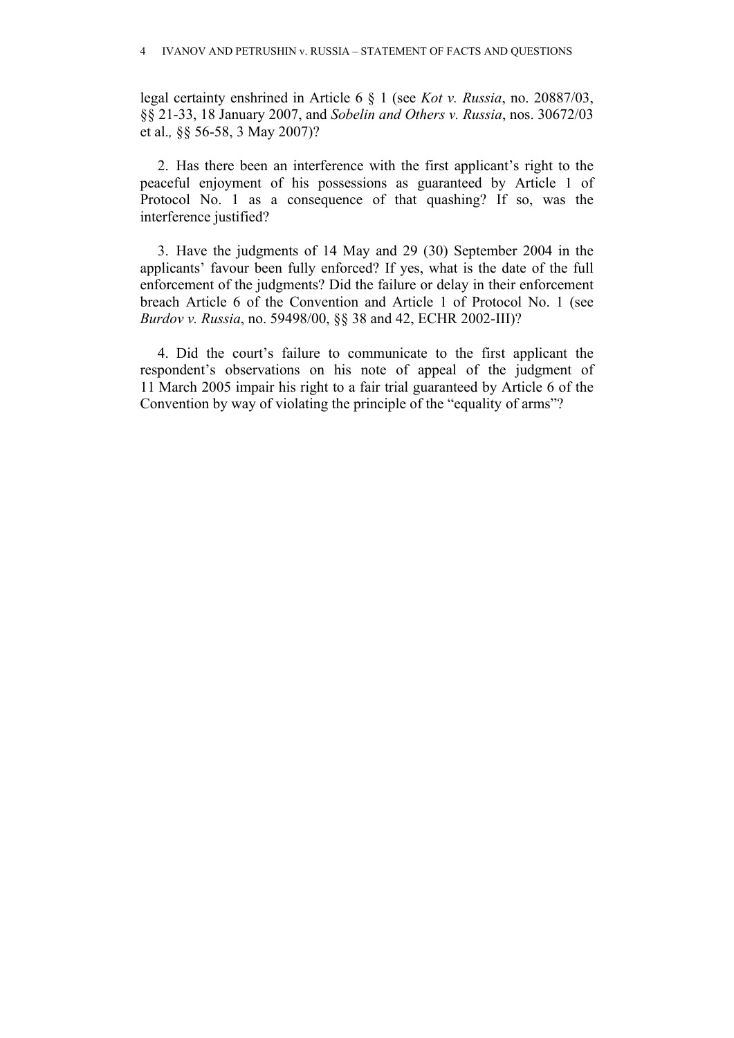legal certainty enshrined in Article 6 § 1 (see *Kot v. Russia*, no. 20887/03, §§ 21-33, 18 January 2007, and *Sobelin and Others v. Russia*, nos. 30672/03 et al., §§ 56-58, 3 May 2007)?

2. Has there been an interference with the first applicant's right to the peaceful enjoyment of his possessions as guaranteed by Article 1 of Protocol No. 1 as a consequence of that quashing? If so, was the interference justified?

3. Have the judgments of 14 May and 29 (30) September 2004 in the applicants' favour been fully enforced? If yes, what is the date of the full enforcement of the judgments? Did the failure or delay in their enforcement breach Article 6 of the Convention and Article 1 of Protocol No. 1 (see *Burdov v. Russia*, no. 59498/00, §§ 38 and 42, ECHR 2002-III)?

4. Did the court's failure to communicate to the first applicant the respondent's observations on his note of appeal of the judgment of 11 March 2005 impair his right to a fair trial guaranteed by Article 6 of the Convention by way of violating the principle of the "equality of arms"?